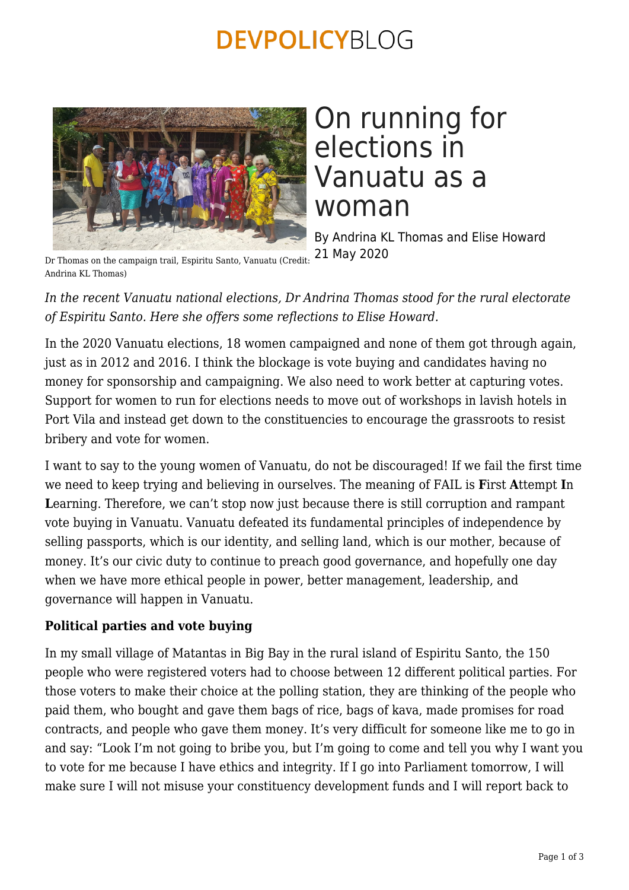# On running for elections in Vanuatu as a woman

By Andrina KL Thomas and Elise Howard
21 May 2020

Dr Thomas on the campaign trail, Espiritu Santo, Vanuatu (Credit: Andrina KL Thomas)

*In the recent Vanuatu national elections, Dr Andrina Thomas stood for the rural electorate of Espiritu Santo. Here she offers some reflections to Elise Howard.*

In the 2020 Vanuatu elections, 18 women campaigned and none of them got through again, just as in 2012 and 2016. I think the blockage is vote buying and candidates having no money for sponsorship and campaigning. We also need to work better at capturing votes. Support for women to run for elections needs to move out of workshops in lavish hotels in Port Vila and instead get down to the constituencies to encourage the grassroots to resist bribery and vote for women.

I want to say to the young women of Vanuatu, do not be discouraged! If we fail the first time we need to keep trying and believing in ourselves. The meaning of FAIL is **F**irst **A**ttempt **I**n **L**earning. Therefore, we can't stop now just because there is still corruption and rampant vote buying in Vanuatu. Vanuatu defeated its fundamental principles of independence by selling passports, which is our identity, and selling land, which is our mother, because of money. It's our civic duty to continue to preach good governance, and hopefully one day when we have more ethical people in power, better management, leadership, and governance will happen in Vanuatu.

**Political parties and vote buying**

In my small village of Matantas in Big Bay in the rural island of Espiritu Santo, the 150 people who were registered voters had to choose between 12 different political parties. For those voters to make their choice at the polling station, they are thinking of the people who paid them, who bought and gave them bags of rice, bags of kava, made promises for road contracts, and people who gave them money. It's very difficult for someone like me to go in and say: "Look I'm not going to bribe you, but I'm going to come and tell you why I want you to vote for me because I have ethics and integrity. If I go into Parliament tomorrow, I will make sure I will not misuse your constituency development funds and I will report back to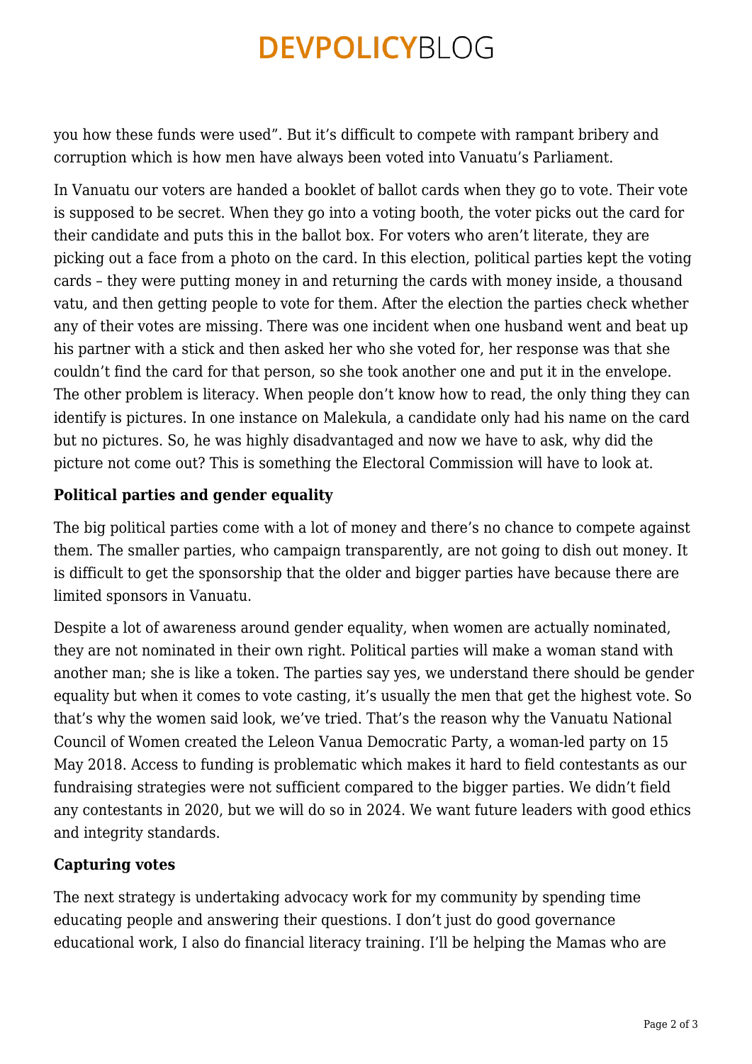you how these funds were used". But it's difficult to compete with rampant bribery and corruption which is how men have always been voted into Vanuatu's Parliament.

In Vanuatu our voters are handed a booklet of ballot cards when they go to vote. Their vote is supposed to be secret. When they go into a voting booth, the voter picks out the card for their candidate and puts this in the ballot box. For voters who aren't literate, they are picking out a face from a photo on the card. In this election, political parties kept the voting cards – they were putting money in and returning the cards with money inside, a thousand vatu, and then getting people to vote for them. After the election the parties check whether any of their votes are missing. There was one incident when one husband went and beat up his partner with a stick and then asked her who she voted for, her response was that she couldn't find the card for that person, so she took another one and put it in the envelope. The other problem is literacy. When people don't know how to read, the only thing they can identify is pictures. In one instance on Malekula, a candidate only had his name on the card but no pictures. So, he was highly disadvantaged and now we have to ask, why did the picture not come out? This is something the Electoral Commission will have to look at.

**Political parties and gender equality**

The big political parties come with a lot of money and there's no chance to compete against them. The smaller parties, who campaign transparently, are not going to dish out money. It is difficult to get the sponsorship that the older and bigger parties have because there are limited sponsors in Vanuatu.

Despite a lot of awareness around gender equality, when women are actually nominated, they are not nominated in their own right. Political parties will make a woman stand with another man; she is like a token. The parties say yes, we understand there should be gender equality but when it comes to vote casting, it's usually the men that get the highest vote. So that's why the women said look, we've tried. That's the reason why the Vanuatu National Council of Women created the Leleon Vanua Democratic Party, a woman-led party on 15 May 2018. Access to funding is problematic which makes it hard to field contestants as our fundraising strategies were not sufficient compared to the bigger parties. We didn't field any contestants in 2020, but we will do so in 2024. We want future leaders with good ethics and integrity standards.

**Capturing votes**

The next strategy is undertaking advocacy work for my community by spending time educating people and answering their questions. I don't just do good governance educational work, I also do financial literacy training. I'll be helping the Mamas who are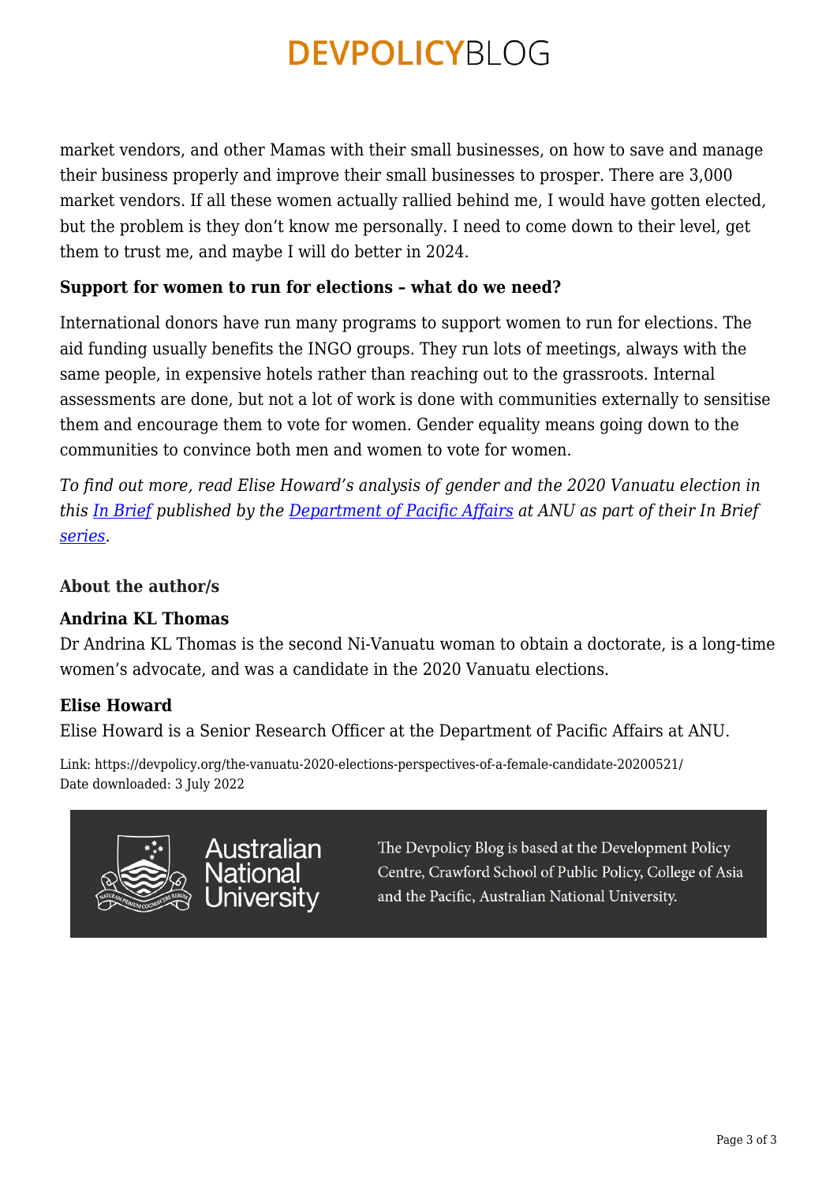market vendors, and other Mamas with their small businesses, on how to save and manage their business properly and improve their small businesses to prosper. There are 3,000 market vendors. If all these women actually rallied behind me, I would have gotten elected, but the problem is they don't know me personally. I need to come down to their level, get them to trust me, and maybe I will do better in 2024.

**Support for women to run for elections – what do we need?**

International donors have run many programs to support women to run for elections. The aid funding usually benefits the INGO groups. They run lots of meetings, always with the same people, in expensive hotels rather than reaching out to the grassroots. Internal assessments are done, but not a lot of work is done with communities externally to sensitise them and encourage them to vote for women. Gender equality means going down to the communities to convince both men and women to vote for women.

*To find out more, read Elise Howard's analysis of gender and the 2020 Vanuatu election in this In Brief published by the Department of Pacific Affairs at ANU as part of their In Brief series.*

**About the author/s**

**Andrina KL Thomas**
Dr Andrina KL Thomas is the second Ni-Vanuatu woman to obtain a doctorate, is a long-time women's advocate, and was a candidate in the 2020 Vanuatu elections.

**Elise Howard**
Elise Howard is a Senior Research Officer at the Department of Pacific Affairs at ANU.

Link: https://devpolicy.org/the-vanuatu-2020-elections-perspectives-of-a-female-candidate-20200521/
Date downloaded: 3 July 2022

Australian National University

The Devpolicy Blog is based at the Development Policy Centre, Crawford School of Public Policy, College of Asia and the Pacific, Australian National University.